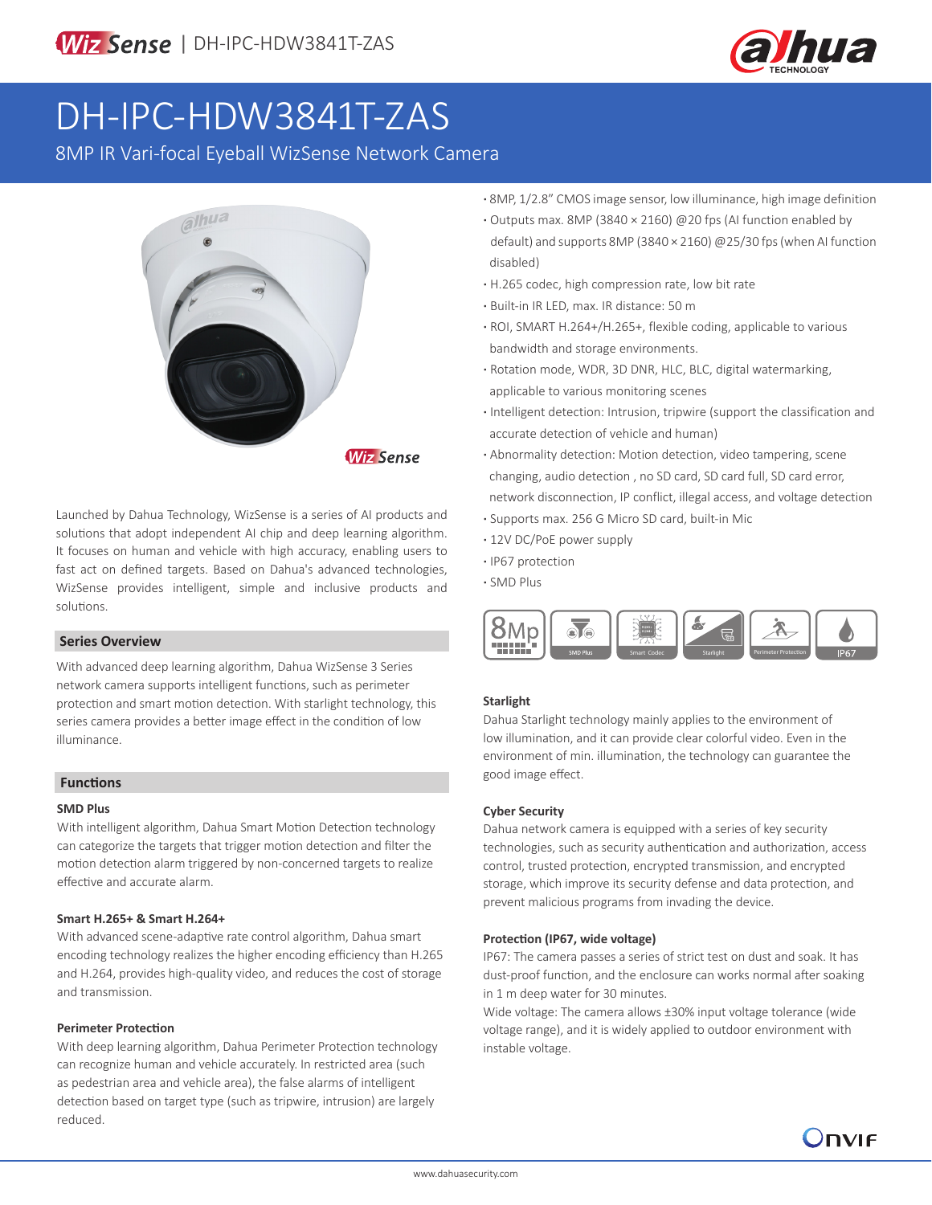# DH-IPC-HDW3841T-ZAS

8MP IR Vari-focal Eyeball WizSense Network Camera

- 8MP, 1/2.8" CMOS image sensor, low illuminance, high image definition
- Outputs max. 8MP (3840 × 2160) @20 fps (AI function enabled by default) and supports 8MP (3840 × 2160) @25/30 fps (when AI function disabled)
- H.265 codec, high compression rate, low bit rate
- Built-in IR LED, max. IR distance: 50 m
- ROI, SMART H.264+/H.265+, flexible coding, applicable to various bandwidth and storage environments.
- Rotation mode, WDR, 3D DNR, HLC, BLC, digital watermarking, applicable to various monitoring scenes
- Intelligent detection: Intrusion, tripwire (support the classification and accurate detection of vehicle and human)
- Abnormality detection: Motion detection, video tampering, scene changing, audio detection , no SD card, SD card full, SD card error, network disconnection, IP conflict, illegal access, and voltage detection
- Supports max. 256 G Micro SD card, built-in Mic
- 12V DC/PoE power supply
- IP67 protection
- SMD Plus

Launched by Dahua Technology, WizSense is a series of AI products and solutions that adopt independent AI chip and deep learning algorithm. It focuses on human and vehicle with high accuracy, enabling users to fast act on defined targets. Based on Dahua's advanced technologies, WizSense provides intelligent, simple and inclusive products and solutions.

## Series Overview

With advanced deep learning algorithm, Dahua WizSense 3 Series network camera supports intelligent functions, such as perimeter protection and smart motion detection. With starlight technology, this series camera provides a better image effect in the condition of low illuminance.

## Functions

### SMD Plus

With intelligent algorithm, Dahua Smart Motion Detection technology can categorize the targets that trigger motion detection and filter the motion detection alarm triggered by non-concerned targets to realize effective and accurate alarm.

### Smart H.265+ & Smart H.264+

With advanced scene-adaptive rate control algorithm, Dahua smart encoding technology realizes the higher encoding efficiency than H.265 and H.264, provides high-quality video, and reduces the cost of storage and transmission.

### Perimeter Protection

With deep learning algorithm, Dahua Perimeter Protection technology can recognize human and vehicle accurately. In restricted area (such as pedestrian area and vehicle area), the false alarms of intelligent detection based on target type (such as tripwire, intrusion) are largely reduced.

### Starlight

Dahua Starlight technology mainly applies to the environment of low illumination, and it can provide clear colorful video. Even in the environment of min. illumination, the technology can guarantee the good image effect.

### Cyber Security

Dahua network camera is equipped with a series of key security technologies, such as security authentication and authorization, access control, trusted protection, encrypted transmission, and encrypted storage, which improve its security defense and data protection, and prevent malicious programs from invading the device.

### Protection (IP67, wide voltage)

IP67: The camera passes a series of strict test on dust and soak. It has dust-proof function, and the enclosure can works normal after soaking in 1 m deep water for 30 minutes.

Wide voltage: The camera allows ±30% input voltage tolerance (wide voltage range), and it is widely applied to outdoor environment with instable voltage.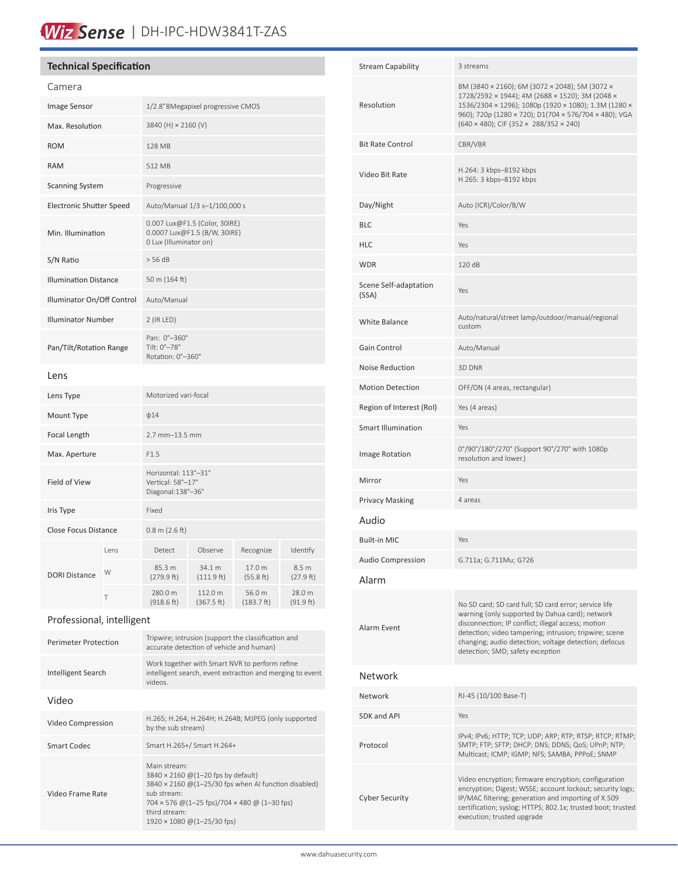# WizSense | DH-IPC-HDW3841T-ZAS

## Technical Specification

### Camera

| | |
|---|---|
| Image Sensor | 1/2.8"8Megapixel progressive CMOS |
| Max. Resolution | 3840 (H) × 2160 (V) |
| ROM | 128 MB |
| RAM | 512 MB |
| Scanning System | Progressive |
| Electronic Shutter Speed | Auto/Manual 1/3 s–1/100,000 s |
| Min. Illumination | 0.007 Lux@F1.5 (Color, 30IRE)<br>0.0007 Lux@F1.5 (B/W, 30IRE)<br>0 Lux (Illuminator on) |
| S/N Ratio | > 56 dB |
| Illumination Distance | 50 m (164 ft) |
| Illuminator On/Off Control | Auto/Manual |
| Illuminator Number | 2 (IR LED) |
| Pan/Tilt/Rotation Range | Pan: 0°–360°<br>Tilt: 0°–78°<br>Rotation: 0°–360° |

### Lens

| | |
|---|---|
| Lens Type | Motorized vari-focal |
| Mount Type | ϕ14 |
| Focal Length | 2.7 mm–13.5 mm |
| Max. Aperture | F1.5 |
| Field of View | Horizontal: 113°–31°<br>Vertical: 58°–17°<br>Diagonal:138°–36° |
| Iris Type | Fixed |
| Close Focus Distance | 0.8 m (2.6 ft) |

| DORI Distance | Lens | Detect | Observe | Recognize | Identify |
|---|---|---|---|---|---|
| | W | 85.3 m (279.9 ft) | 34.1 m (111.9 ft) | 17.0 m (55.8 ft) | 8.5 m (27.9 ft) |
| | T | 280.0 m (918.6 ft) | 112.0 m (367.5 ft) | 56.0 m (183.7 ft) | 28.0 m (91.9 ft) |

### Professional, intelligent

| | |
|---|---|
| Perimeter Protection | Tripwire; intrusion (support the classification and accurate detection of vehicle and human) |
| Intelligent Search | Work together with Smart NVR to perform refine intelligent search, event extraction and merging to event videos. |

### Video

| | |
|---|---|
| Video Compression | H.265; H.264; H.264H; H.264B; MJPEG (only supported by the sub stream) |
| Smart Codec | Smart H.265+/ Smart H.264+ |
| Video Frame Rate | Main stream:<br>3840 × 2160 @(1–20 fps by default)<br>3840 × 2160 @(1–25/30 fps when AI function disabled)<br>sub stream:<br>704 × 576 @(1–25 fps)/704 × 480 @ (1–30 fps)<br>third stream:<br>1920 × 1080 @(1–25/30 fps) |
| Stream Capability | 3 streams |
| Resolution | 8M (3840 × 2160); 6M (3072 × 2048); 5M (3072 × 1728/2592 × 1944); 4M (2688 × 1520); 3M (2048 × 1536/2304 × 1296); 1080p (1920 × 1080); 1.3M (1280 × 960); 720p (1280 × 720); D1(704 × 576/704 × 480); VGA (640 × 480); CIF (352 × 288/352 × 240) |
| Bit Rate Control | CBR/VBR |
| Video Bit Rate | H.264: 3 kbps–8192 kbps<br>H.265: 3 kbps–8192 kbps |
| Day/Night | Auto (ICR)/Color/B/W |
| BLC | Yes |
| HLC | Yes |
| WDR | 120 dB |
| Scene Self-adaptation (SSA) | Yes |
| White Balance | Auto/natural/street lamp/outdoor/manual/regional custom |
| Gain Control | Auto/Manual |
| Noise Reduction | 3D DNR |
| Motion Detection | OFF/ON (4 areas, rectangular) |
| Region of Interest (RoI) | Yes (4 areas) |
| Smart Illumination | Yes |
| Image Rotation | 0°/90°/180°/270° (Support 90°/270° with 1080p resolution and lower.) |
| Mirror | Yes |
| Privacy Masking | 4 areas |

### Audio

| | |
|---|---|
| Built-in MIC | Yes |
| Audio Compression | G.711a; G.711Mu; G726 |

### Alarm

| | |
|---|---|
| Alarm Event | No SD card; SD card full; SD card error; service life warning (only supported by Dahua card); network disconnection; IP conflict; illegal access; motion detection; video tampering; intrusion; tripwire; scene changing; audio detection; voltage detection; defocus detection; SMD; safety exception |

### Network

| | |
|---|---|
| Network | RJ-45 (10/100 Base-T) |
| SDK and API | Yes |
| Protocol | IPv4; IPv6; HTTP; TCP; UDP; ARP; RTP; RTSP; RTCP; RTMP; SMTP; FTP; SFTP; DHCP; DNS; DDNS; QoS; UPnP; NTP; Multicast; ICMP; IGMP; NFS; SAMBA; PPPoE; SNMP |
| Cyber Security | Video encryption; firmware encryption; configuration encryption; Digest; WSSE; account lockout; security logs; IP/MAC filtering; generation and importing of X.509 certification; syslog; HTTPS; 802.1x; trusted boot; trusted execution; trusted upgrade |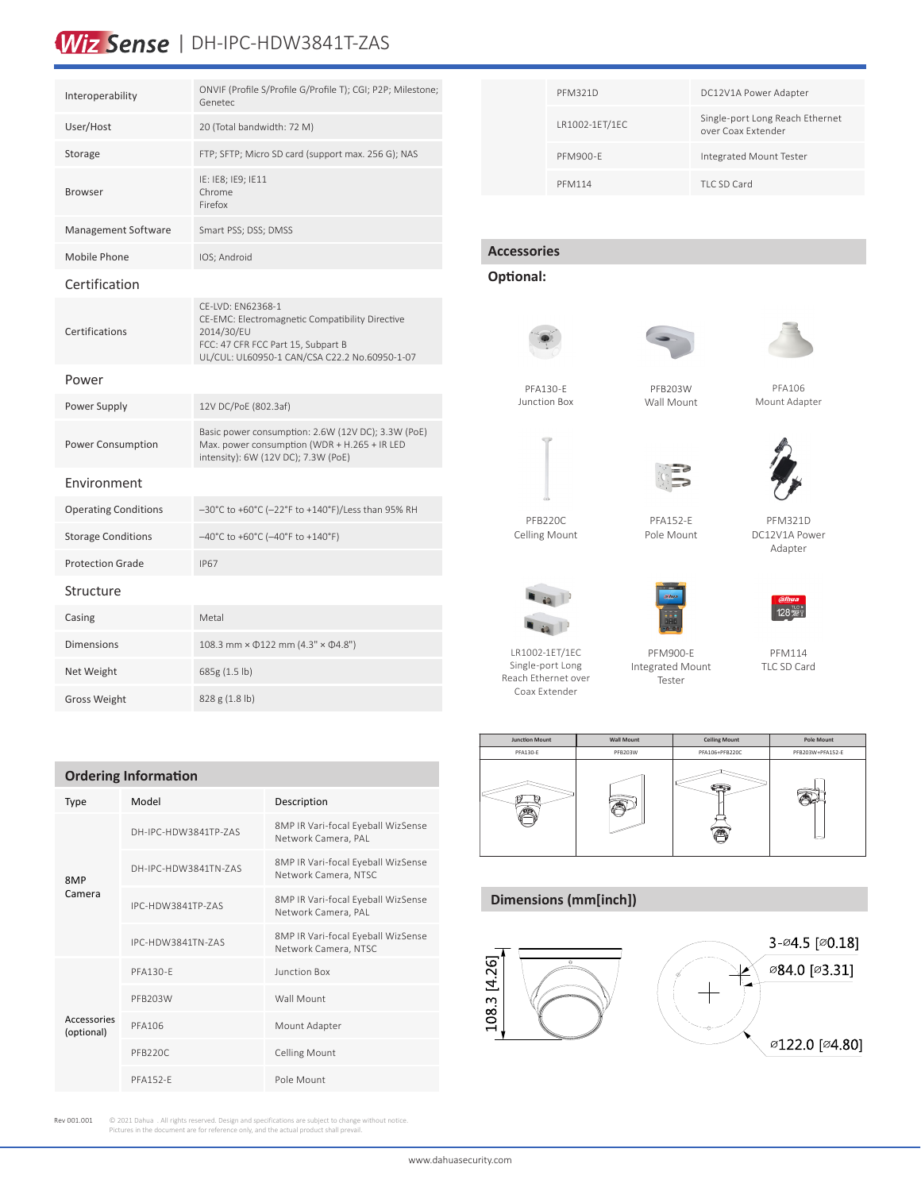# WizSense | DH-IPC-HDW3841T-ZAS

| | |
|---|---|
| Interoperability | ONVIF (Profile S/Profile G/Profile T); CGI; P2P; Milestone; Genetec |
| User/Host | 20 (Total bandwidth: 72 M) |
| Storage | FTP; SFTP; Micro SD card (support max. 256 G); NAS |
| Browser | IE: IE8; IE9; IE11<br>Chrome<br>Firefox |
| Management Software | Smart PSS; DSS; DMSS |
| Mobile Phone | IOS; Android |
| **Certification** | |
| Certifications | CE-LVD: EN62368-1<br>CE-EMC: Electromagnetic Compatibility Directive 2014/30/EU<br>FCC: 47 CFR FCC Part 15, Subpart B<br>UL/CUL: UL60950-1 CAN/CSA C22.2 No.60950-1-07 |
| **Power** | |
| Power Supply | 12V DC/PoE (802.3af) |
| Power Consumption | Basic power consumption: 2.6W (12V DC); 3.3W (PoE)<br>Max. power consumption (WDR + H.265 + IR LED intensity): 6W (12V DC); 7.3W (PoE) |
| **Environment** | |
| Operating Conditions | –30°C to +60°C (–22°F to +140°F)/Less than 95% RH |
| Storage Conditions | –40°C to +60°C (–40°F to +140°F) |
| Protection Grade | IP67 |
| **Structure** | |
| Casing | Metal |
| Dimensions | 108.3 mm × Φ122 mm (4.3" × Φ4.8") |
| Net Weight | 685g (1.5 lb) |
| Gross Weight | 828 g (1.8 lb) |

## Ordering Information

| Type | Model | Description |
|---|---|---|
| 8MP Camera | DH-IPC-HDW3841TP-ZAS | 8MP IR Vari-focal Eyeball WizSense Network Camera, PAL |
| | DH-IPC-HDW3841TN-ZAS | 8MP IR Vari-focal Eyeball WizSense Network Camera, NTSC |
| | IPC-HDW3841TP-ZAS | 8MP IR Vari-focal Eyeball WizSense Network Camera, PAL |
| | IPC-HDW3841TN-ZAS | 8MP IR Vari-focal Eyeball WizSense Network Camera, NTSC |
| Accessories (optional) | PFA130-E | Junction Box |
| | PFB203W | Wall Mount |
| | PFA106 | Mount Adapter |
| | PFB220C | Celling Mount |
| | PFA152-E | Pole Mount |
| | PFM321D | DC12V1A Power Adapter |
| | LR1002-1ET/1EC | Single-port Long Reach Ethernet over Coax Extender |
| | PFM900-E | Integrated Mount Tester |
| | PFM114 | TLC SD Card |

## Accessories

**Optional:**

PFA130-E
Junction Box

PFB203W
Wall Mount

PFA106
Mount Adapter

PFB220C
Celling Mount

PFA152-E
Pole Mount

PFM321D
DC12V1A Power Adapter

LR1002-1ET/1EC
Single-port Long Reach Ethernet over Coax Extender

PFM900-E
Integrated Mount Tester

PFM114
TLC SD Card

| Junction Mount | Wall Mount | Ceiling Mount | Pole Mount |
|---|---|---|---|
| PFA130-E | PFB203W | PFA106+PFB220C | PFB203W+PFA152-E |

## Dimensions (mm[inch])

108.3 [4.26]

3-⌀4.5 [⌀0.18]

⌀84.0 [⌀3.31]

⌀122.0 [⌀4.80]

Rev 001.001 © 2021 Dahua . All rights reserved. Design and specifications are subject to change without notice. Pictures in the document are for reference only, and the actual product shall prevail.

www.dahuasecurity.com